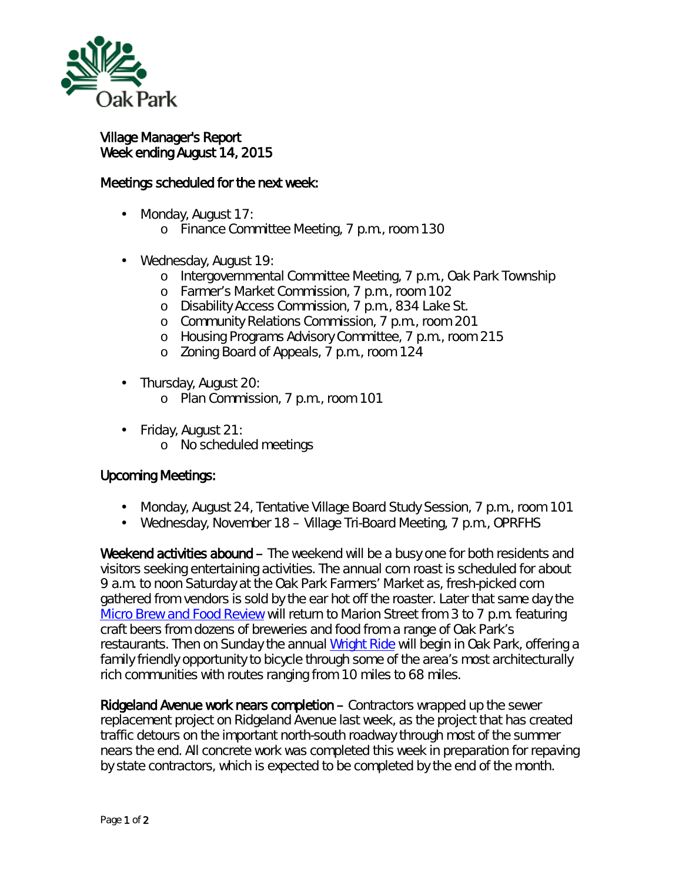# Village Manager's Report
## Week ending August 14, 2015

### Meetings scheduled for the next week:

- Monday, August 17:
  - Finance Committee Meeting, 7 p.m., room 130
- Wednesday, August 19:
  - Intergovernmental Committee Meeting, 7 p.m., Oak Park Township
  - Farmer's Market Commission, 7 p.m., room 102
  - Disability Access Commission, 7 p.m., 834 Lake St.
  - Community Relations Commission, 7 p.m., room 201
  - Housing Programs Advisory Committee, 7 p.m., room 215
  - Zoning Board of Appeals, 7 p.m., room 124
- Thursday, August 20:
  - Plan Commission, 7 p.m., room 101
- Friday, August 21:
  - No scheduled meetings

### Upcoming Meetings:

- Monday, August 24, Tentative Village Board Study Session, 7 p.m., room 101
- Wednesday, November 18 – Village Tri-Board Meeting, 7 p.m., OPRFHS

**Weekend activities abound** – The weekend will be a busy one for both residents and visitors seeking entertaining activities. The annual corn roast is scheduled for about 9 a.m. to noon Saturday at the Oak Park Farmers' Market as, fresh-picked corn gathered from vendors is sold by the ear hot off the roaster. Later that same day the Micro Brew and Food Review will return to Marion Street from 3 to 7 p.m. featuring craft beers from dozens of breweries and food from a range of Oak Park's restaurants. Then on Sunday the annual Wright Ride will begin in Oak Park, offering a family friendly opportunity to bicycle through some of the area's most architecturally rich communities with routes ranging from 10 miles to 68 miles.

**Ridgeland Avenue work nears completion** – Contractors wrapped up the sewer replacement project on Ridgeland Avenue last week, as the project that has created traffic detours on the important north-south roadway through most of the summer nears the end. All concrete work was completed this week in preparation for repaving by state contractors, which is expected to be completed by the end of the month.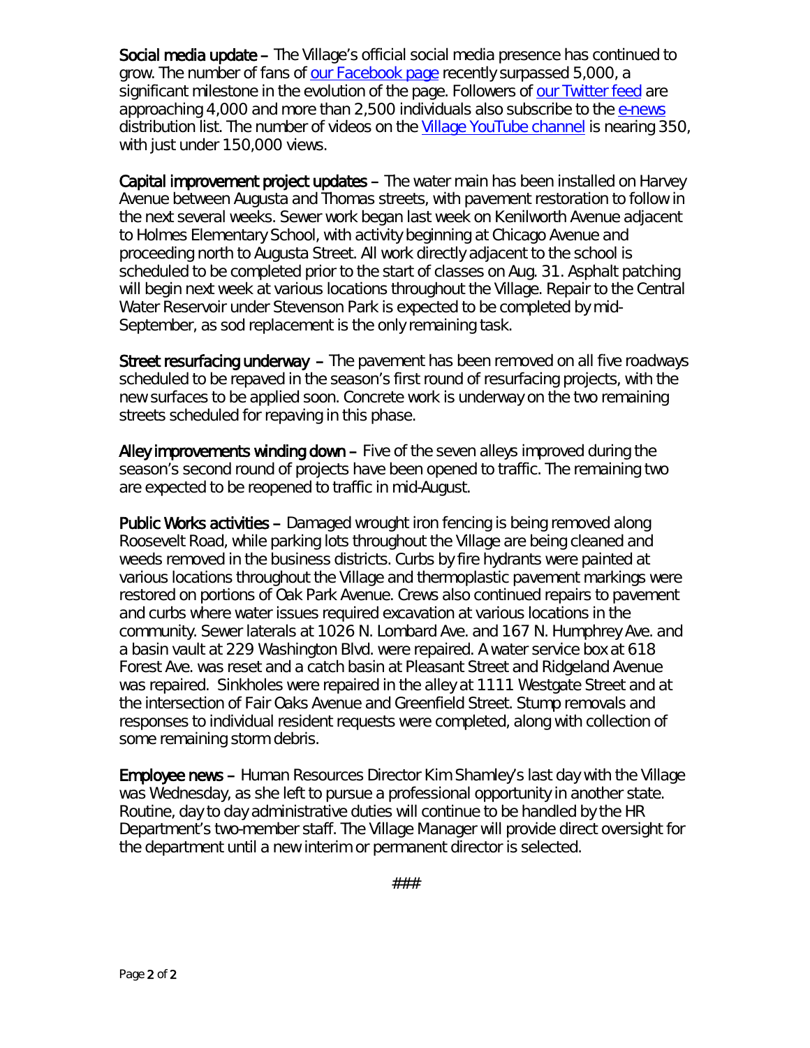**Social media update –** The Village's official social media presence has continued to grow. The number of fans of our Facebook page recently surpassed 5,000, a significant milestone in the evolution of the page. Followers of our Twitter feed are approaching 4,000 and more than 2,500 individuals also subscribe to the e-news distribution list. The number of videos on the Village YouTube channel is nearing 350, with just under 150,000 views.

**Capital improvement project updates –** The water main has been installed on Harvey Avenue between Augusta and Thomas streets, with pavement restoration to follow in the next several weeks. Sewer work began last week on Kenilworth Avenue adjacent to Holmes Elementary School, with activity beginning at Chicago Avenue and proceeding north to Augusta Street. All work directly adjacent to the school is scheduled to be completed prior to the start of classes on Aug. 31. Asphalt patching will begin next week at various locations throughout the Village. Repair to the Central Water Reservoir under Stevenson Park is expected to be completed by mid-September, as sod replacement is the only remaining task.

**Street resurfacing underway –** The pavement has been removed on all five roadways scheduled to be repaved in the season's first round of resurfacing projects, with the new surfaces to be applied soon. Concrete work is underway on the two remaining streets scheduled for repaving in this phase.

**Alley improvements winding down –** Five of the seven alleys improved during the season's second round of projects have been opened to traffic. The remaining two are expected to be reopened to traffic in mid-August.

**Public Works activities –** Damaged wrought iron fencing is being removed along Roosevelt Road, while parking lots throughout the Village are being cleaned and weeds removed in the business districts. Curbs by fire hydrants were painted at various locations throughout the Village and thermoplastic pavement markings were restored on portions of Oak Park Avenue. Crews also continued repairs to pavement and curbs where water issues required excavation at various locations in the community. Sewer laterals at 1026 N. Lombard Ave. and 167 N. Humphrey Ave. and a basin vault at 229 Washington Blvd. were repaired. A water service box at 618 Forest Ave. was reset and a catch basin at Pleasant Street and Ridgeland Avenue was repaired. Sinkholes were repaired in the alley at 1111 Westgate Street and at the intersection of Fair Oaks Avenue and Greenfield Street. Stump removals and responses to individual resident requests were completed, along with collection of some remaining storm debris.

**Employee news –** Human Resources Director Kim Shamley's last day with the Village was Wednesday, as she left to pursue a professional opportunity in another state. Routine, day to day administrative duties will continue to be handled by the HR Department's two-member staff. The Village Manager will provide direct oversight for the department until a new interim or permanent director is selected.

###